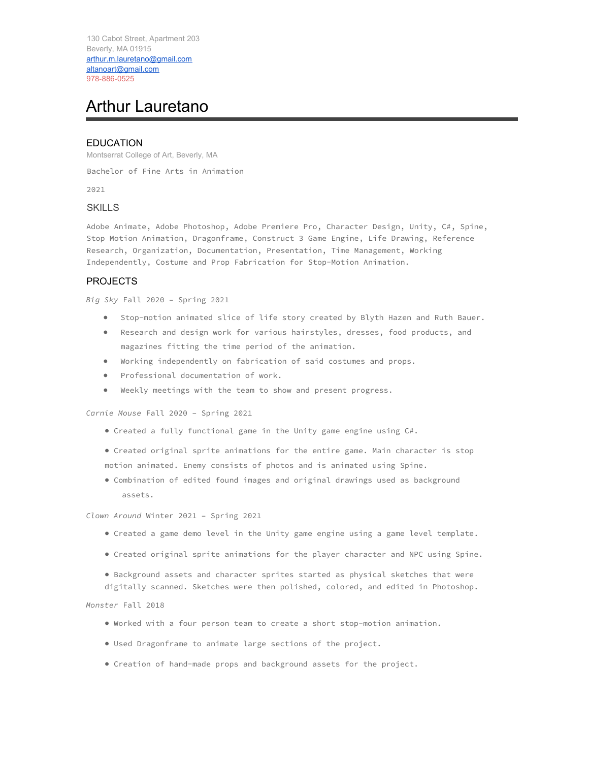130 Cabot Street, Apartment 203
Beverly, MA 01915
arthur.m.lauretano@gmail.com
altanoart@gmail.com
978-886-0525

# Arthur Lauretano

## EDUCATION

Montserrat College of Art, Beverly, MA

Bachelor of Fine Arts in Animation

2021

## SKILLS

Adobe Animate, Adobe Photoshop, Adobe Premiere Pro, Character Design, Unity, C#, Spine, Stop Motion Animation, Dragonframe, Construct 3 Game Engine, Life Drawing, Reference Research, Organization, Documentation, Presentation, Time Management, Working Independently, Costume and Prop Fabrication for Stop-Motion Animation.

## PROJECTS

*Big Sky* Fall 2020 - Spring 2021

- Stop-motion animated slice of life story created by Blyth Hazen and Ruth Bauer.
- Research and design work for various hairstyles, dresses, food products, and magazines fitting the time period of the animation.
- Working independently on fabrication of said costumes and props.
- Professional documentation of work.
- Weekly meetings with the team to show and present progress.

*Carnie Mouse* Fall 2020 - Spring 2021

- Created a fully functional game in the Unity game engine using C#.
- Created original sprite animations for the entire game. Main character is stop motion animated. Enemy consists of photos and is animated using Spine.
- Combination of edited found images and original drawings used as background assets.

*Clown Around* Winter 2021 - Spring 2021

- Created a game demo level in the Unity game engine using a game level template.
- Created original sprite animations for the player character and NPC using Spine.
- Background assets and character sprites started as physical sketches that were digitally scanned. Sketches were then polished, colored, and edited in Photoshop.

*Monster* Fall 2018

- Worked with a four person team to create a short stop-motion animation.
- Used Dragonframe to animate large sections of the project.
- Creation of hand-made props and background assets for the project.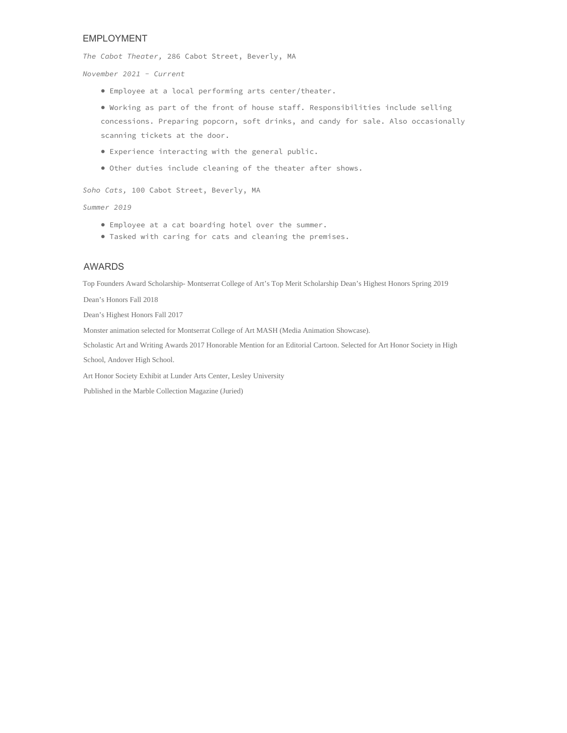## EMPLOYMENT

*The Cabot Theater,* 286 Cabot Street, Beverly, MA

*November 2021 - Current*

- Employee at a local performing arts center/theater.
- Working as part of the front of house staff. Responsibilities include selling concessions. Preparing popcorn, soft drinks, and candy for sale. Also occasionally scanning tickets at the door.
- Experience interacting with the general public.
- Other duties include cleaning of the theater after shows.

*Soho Cats,* 100 Cabot Street, Beverly, MA

*Summer 2019*

- Employee at a cat boarding hotel over the summer.
- Tasked with caring for cats and cleaning the premises.

## AWARDS

Top Founders Award Scholarship- Montserrat College of Art's Top Merit Scholarship Dean's Highest Honors Spring 2019

Dean's Honors Fall 2018

Dean's Highest Honors Fall 2017

Monster animation selected for Montserrat College of Art MASH (Media Animation Showcase).

Scholastic Art and Writing Awards 2017 Honorable Mention for an Editorial Cartoon. Selected for Art Honor Society in High School, Andover High School.

Art Honor Society Exhibit at Lunder Arts Center, Lesley University

Published in the Marble Collection Magazine (Juried)